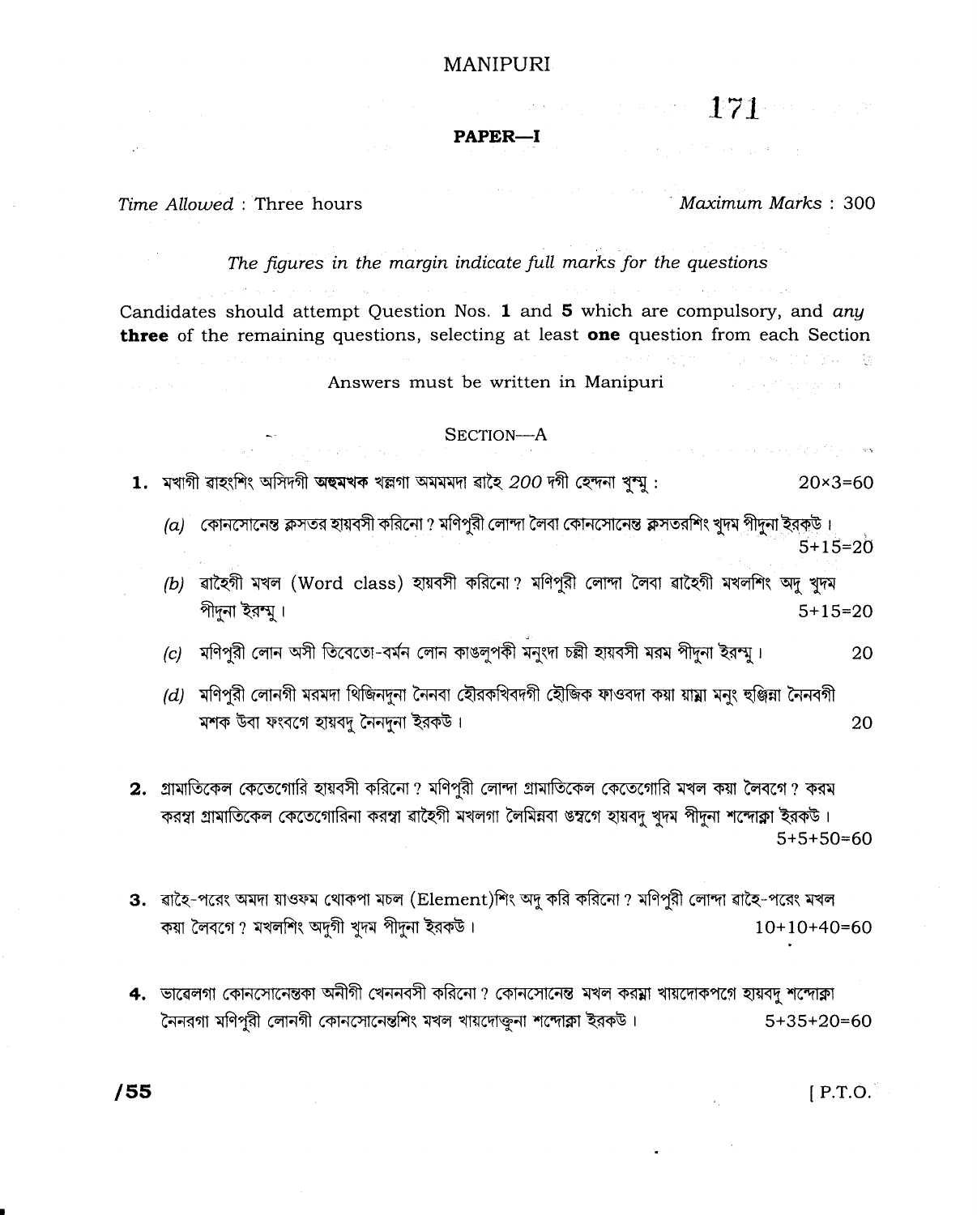# MANIPURI

**171**

**PAPER—I**

*Time Allowed* : Three hours  *Maximum Marks* : 300

*The figures in the margin indicate full marks for the questions*

Candidates should attempt Question Nos. **1** and **5** which are compulsory, and *any* **three** of the remaining questions, selecting at least **one** question from each Section

Answers must be written in Manipuri

## SECTION—A

**1.** মখাগী ৱাহংশিং অসিদগী **অহুমখক** খল্লগা অমমমদা ৱাহৈ *200* দগী হেন্দনা খুন্মু : 20×3=60

(*a*) কোনসোনেন্ত ক্লসতর হায়বসী করিনো? মণিপুরী লোন্দা লৈবা কোনসোনেন্ত ক্লসতরশিং খুদম পীদুনা ইরকউ। 5+15=20

(*b*) ৱাহৈগী মখল (Word class) হায়বসী করিনো? মণিপুরী লোন্দা লৈবা ৱাহৈগী মখলশিং অদু খুদম পীদুনা ইরন্মু। 5+15=20

(*c*) মণিপুরী লোন অসী তিবেতো-বর্মন লোন কাঙলুপকী মনুংদা চল্লী হায়বসী মরম পীদুনা ইরন্মু। 20

(*d*) মণিপুরী লোনগী মরমদা থিজিনদুনা নৈনবা হৌরকখিবদগী হৌজিক ফাওবদা কয়া য়াম্না মনুং হুঞ্জিন্না নৈনবগী মশক উবা ফংবগে হায়বদু নৈনদুনা ইরকউ। 20

**2.** গ্রামাতিকেল কেতেগোরি হায়বসী করিনো? মণিপুরী লোন্দা গ্রামাতিকেল কেতেগোরি মখল কয়া লৈবগে? করম করম্না গ্রামাতিকেল কেতেগোরিনা করম্না ৱাহৈগী মখলগা লৈমিন্নবা ঙম্বগে হায়বদু খুদম পীদুনা শন্দোক্না ইরকউ। 5+5+50=60

**3.** ৱাহৈ-পরেং অমদা য়াওফম থোকপা মচল (Element)শিং অদু করি করিনো? মণিপুরী লোন্দা ৱাহৈ-পরেং মখল কয়া লৈবগে? মখলশিং অদুগী খুদম পীদুনা ইরকউ। 10+10+40=60

**4.** ভাৱেলগা কোনসোনেন্তকা অনীগী খেননবসী করিনো? কোনসোনেন্ত মখল করম্না খায়দোকপগে হায়বদু শন্দোক্না নৈনরগা মণিপুরী লোনগী কোনসোনেন্তশিং মখল খায়দোক্কুনা শন্দোক্না ইরকউ। 5+35+20=60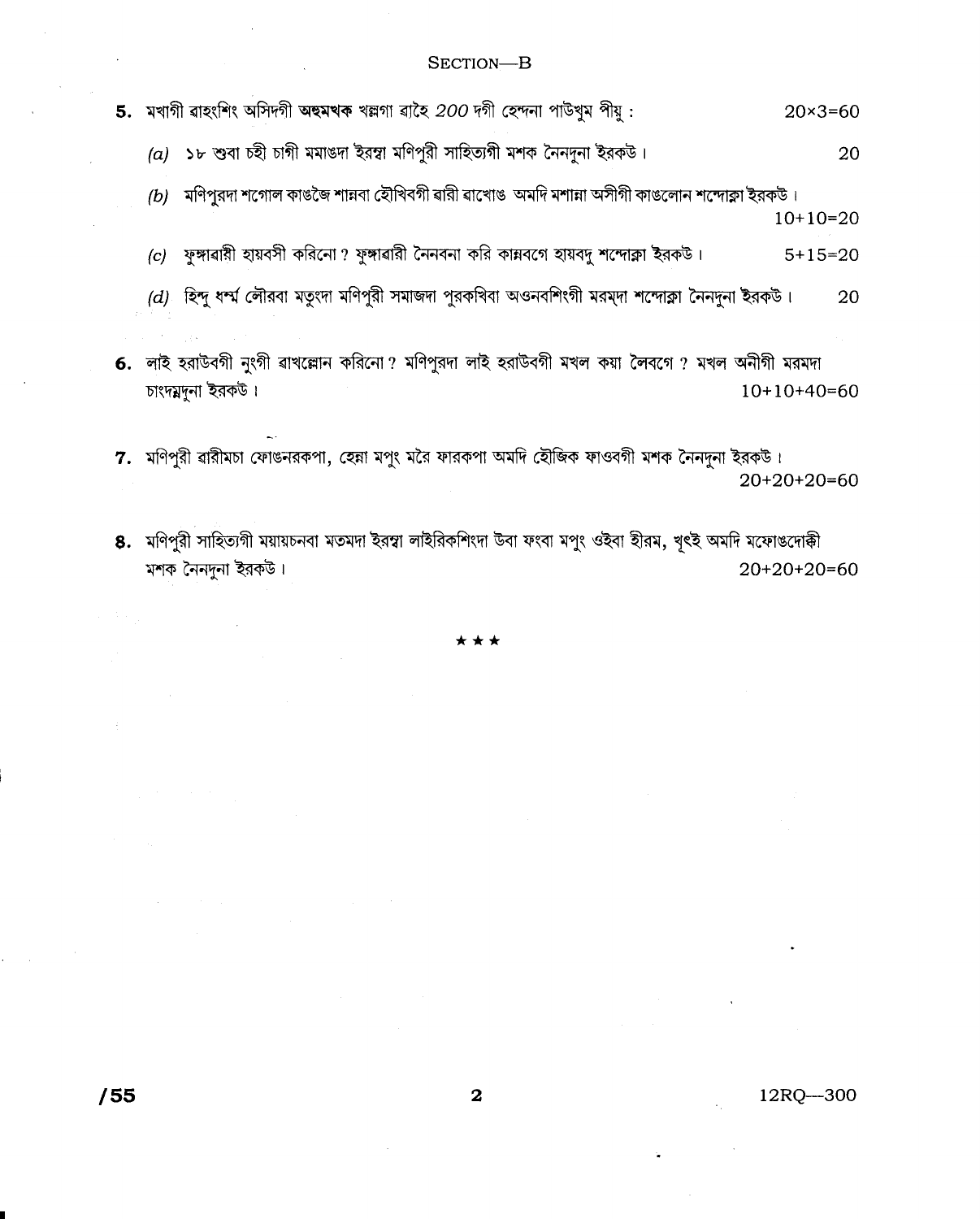## SECTION—B

**5.** মখাগী ৱাহংশিং অসিদগী **অহুমথক** খল্লগা ৱাহে *200* দগী হেন্দনা পাউখুম পীয়ু : 20×3=60

(a) ১৮ শুবা চহী চাগী মমাঙদা ইরম্বা মণিপুরী সাহিত্যগী মশক নৈনদুনা ইরকউ। 20

(b) মণিপুরদা শগোল কাঙজৈ শান্নবা হৌখিবগী ৱারী ৱাখোঙ অমদি মশান্না অসীগী কাঙলোন শন্দোক্লা ইরকউ। 10+10=20

(c) ফুঙ্গাৱারী হায়বসী করিনো? ফুঙ্গাৱারী নৈনবনা করি কান্নবগে হায়বদু শন্দোক্লা ইরকউ। 5+15=20

(d) হিন্দু ধর্ম্ম লৌরবা মতুংদা মণিপুরী সমাজদা পুরকখিবা অওনবশিংগী মরম্দা শন্দোক্লা নৈনদুনা ইরকউ। 20

**6.** লাই হরাউবগী নুংগী ৱাখল্লোন করিনো? মণিপুরদা লাই হরাউবগী মখল কয়া লৈবগে? মখল অনীগী মরমদা চাংদম্নদুনা ইরকউ। 10+10+40=60

**7.** মণিপুরী ৱারীমচা ফোঙনরকপা, হেন্না মপুং মরৈ ফারকপা অমদি হৌজিক ফাওবগী মশক নৈনদুনা ইরকউ। 20+20+20=60

**8.** মণিপুরী সাহিত্যগী ময়ায়চনবা মতমদা ইরম্বা লাইরিকশিংদা উবা ফংবা মপুং ওইবা হীরম, খুৎই অমদি মফোঙদোক্কী মশক নৈনদুনা ইরকউ। 20+20+20=60

★★★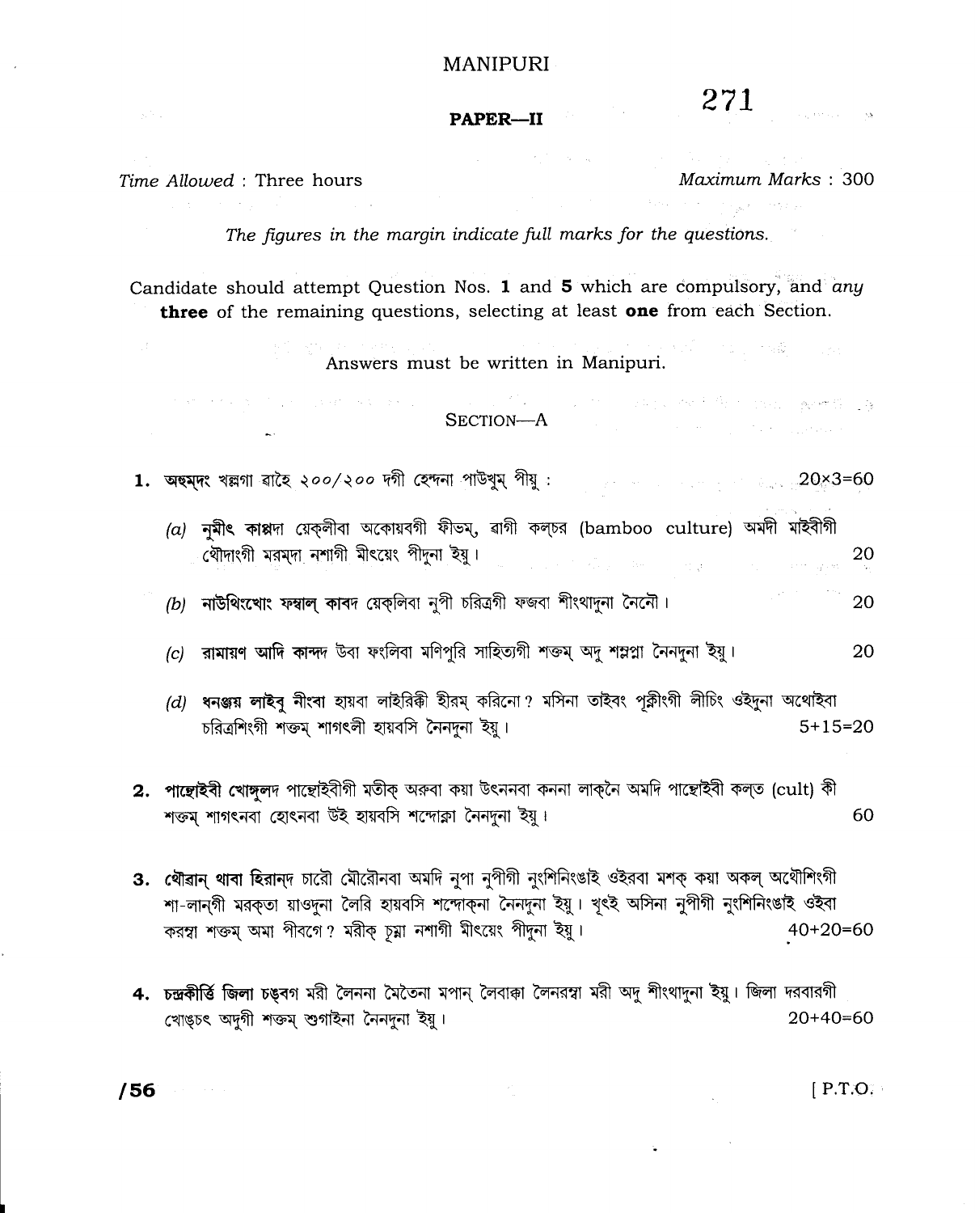# MANIPURI

## PAPER—II

**271**

*Time Allowed* : Three hours  *Maximum Marks* : 300

*The figures in the margin indicate full marks for the questions.*

Candidate should attempt Question Nos. **1** and **5** which are compulsory, and *any* **three** of the remaining questions, selecting at least **one** from each Section.

Answers must be written in Manipuri.

## SECTION—A

**1.** অহুমদং খল্লগা ৱাহৈ ২০০/২০০ দগী হেন্দনা পাউখুম্ পীয়ু : 20×3=60

(a) **নুমীৎ কাপ্পদা** য়েক্লীবা অকোয়বগী ফীভম্, ৱাগী কল্চর (bamboo culture) অমদী মাইবীগী থৌদাংগী মরমদা নশাগী মীৎয়েং পীদুনা ইয়ু। 20

(b) **নাউথিংখোং ফম্বাল্ কাবদ** য়েক্লিবা নুপী চরিত্রগী ফজবা শীংথাদুনা নৈনৌ। 20

(c) **রামায়ণ আদি কান্দদ** উবা ফংলিবা মণিপুরি সাহিত্যগী শক্তম্ অদু শন্নপ্না নৈনদুনা ইয়ু। 20

(d) **ধনঞ্জয় লাইবু** নীংবা হায়বা লাইরিক্কী হীরম্ করিনো? মসিনা তাইবং পূন্নীংগী লীচিং ওইদুনা অথোইবা চরিত্রশিংগী শক্তম্ শাগৎলী হায়বসি নৈনদুনা ইয়ু। 5+15=20

**2.** **পান্থোইবী খোঙ্গুলদ** পান্থোইবীগী মতীক্ অরুবা কয়া উৎননবা কননা লাক্নৈ অমদি পান্থোইবী কল্ত (cult) কী শক্তম্ শাগৎনবা হোৎনবা উই হায়বসি শন্দোক্না নৈনদুনা ইয়ু। 60

**3.** **থৌৱান্ থাবা হিরান্দ** চারৌ মৌরৌনবা অমদি নুপা নুপীগী নুংশিনিংঙাই ওইরবা মশক্ কয়া অকল্ অথৌশিংগী শা-লান্গী মরক্তা যাওদুনা লৈরি হায়বসি শন্দোক্না নৈনদুনা ইয়ু। খূৎই অসিনা নুপীগী নুংশিনিংঙাই ওইবা করম্না শক্তম্ অমা পীবগে? মরীক্ চুন্না নশাগী মীৎয়েং পীদুনা ইয়ু। 40+20=60

**4.** **চন্দ্রকীর্ত্তি জিলা চঙবগ** মরী লৈননা মৈতৈনা মপান্ লৈবাক্কা লৈনরম্বা মরী অদু শীংথাদুনা ইয়ু। জিলা দরবারগী খোঙচৎ অদুগী শক্তম্ শুগাইনা নৈনদুনা ইয়ু। 20+40=60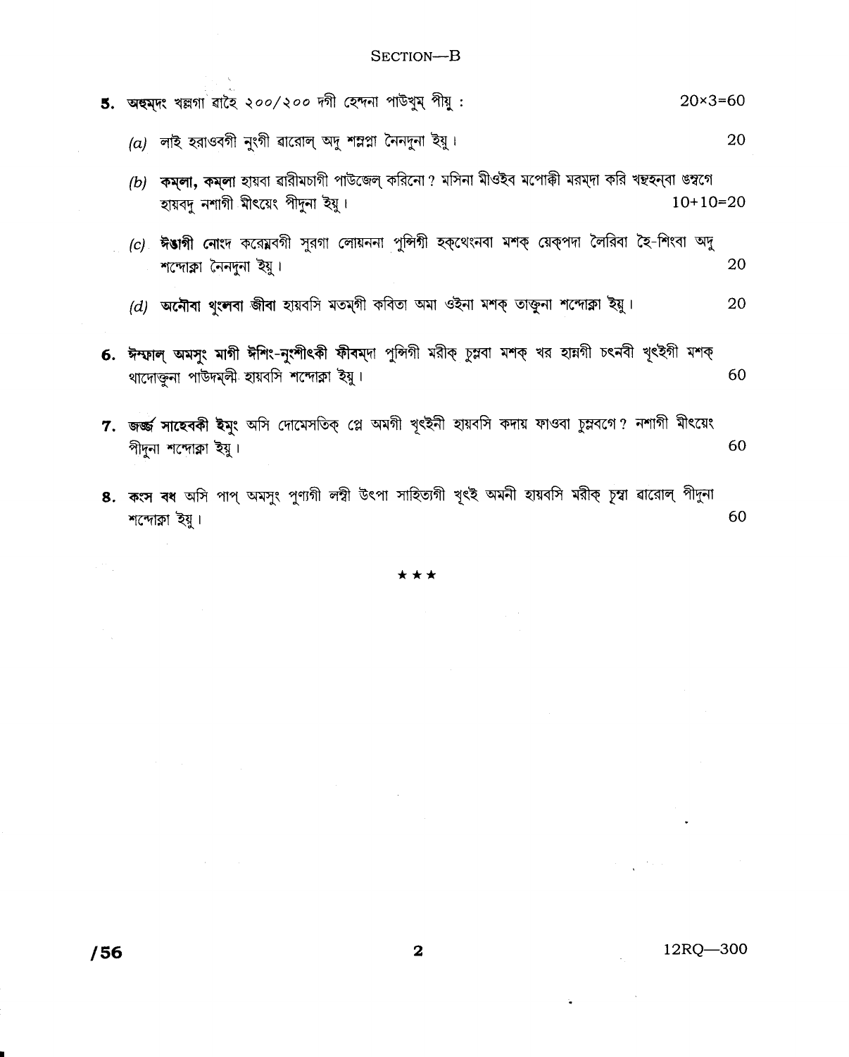## SECTION—B

**5.** **অহুমদং** খল্লগা ৱাহৈ ২০০/২০০ দগী হেন্দনা পাউখুম্ পীয়ু : 20×3=60

(a) লাই হরাওবগী নুংগী ৱারোল্ অদু শন্নপ্না নৈনদুনা ইয়ু। 20

(b) **কম্লা, কম্লা** হায়বা ৱারীমচাগী পাউজেল্ করিনো? মসিনা মীওইব মপোক্কী মরম্দা করি খন্থহন্বা ঙম্বগে হায়বদু নশাগী মীৎয়েং পীদুনা ইয়ু। 10+10=20

(c) **ঈঙাগী** নোংদ করেন্নবগী সুরগা লোয়ননা পুন্সিগী হক্থেংনবা মশক্ য়েক্পদা লৈরিবা হৈ-শিংবা অদু শন্দোক্না নৈনদুনা ইয়ু। 20

(d) **অনৌবা থুংলবা জীবা** হায়বসি মতম্গী কবিতা অমা ওইনা মশক্ তাক্নুনা শন্দোক্না ইয়ু। 20

**6.** **ঈম্ফাল্ অমসুং মাগী ঈশিং-নুংশীৎকী ফীবম্**দা পুন্সিগী মরীক্ চুন্নবা মশক্ খর হান্নগী চৎনবী খৃৎইগী মশক্ থাদোক্নুনা পাউদম্লী হায়বসি শন্দোক্না ইয়ু। 60

**7.** **জর্জ সাহেবকী ইমুং** অসি দোমেসতিক্ প্লে অমগী খৃৎইনী হায়বসি কদায় ফাওবা চুন্নবগে? নশাগী মীৎয়েং পীদুনা শন্দোক্না ইয়ু। 60

**8.** **কংস বধ** অসি পাপ্ অমসুং পুণ্যগী লন্থী উৎপা সাহিত্যগী খৃৎই অমনী হায়বসি মরীক্ চুম্বা ৱারোল্ পীদুনা শন্দোক্না ইয়ু। 60

★★★